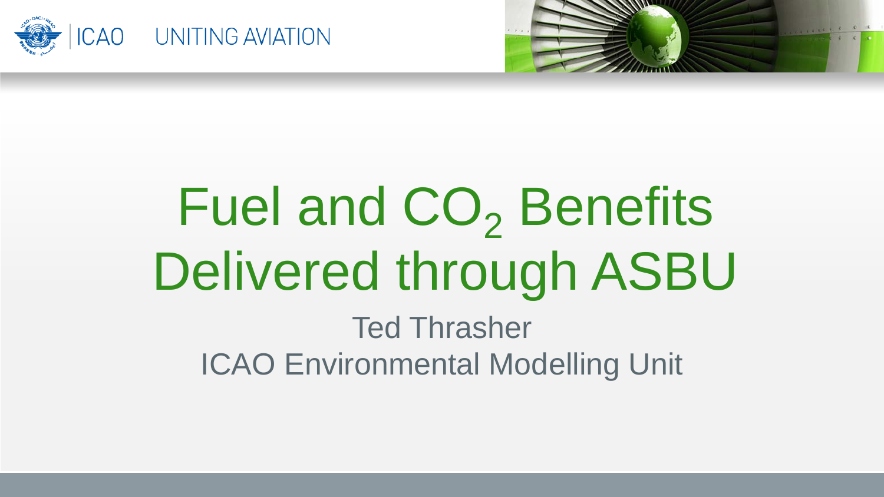ICAO UNITING AVIATION

# Fuel and $CO_2$ Benefits Delivered through ASBU

Ted Thrasher

ICAO Environmental Modelling Unit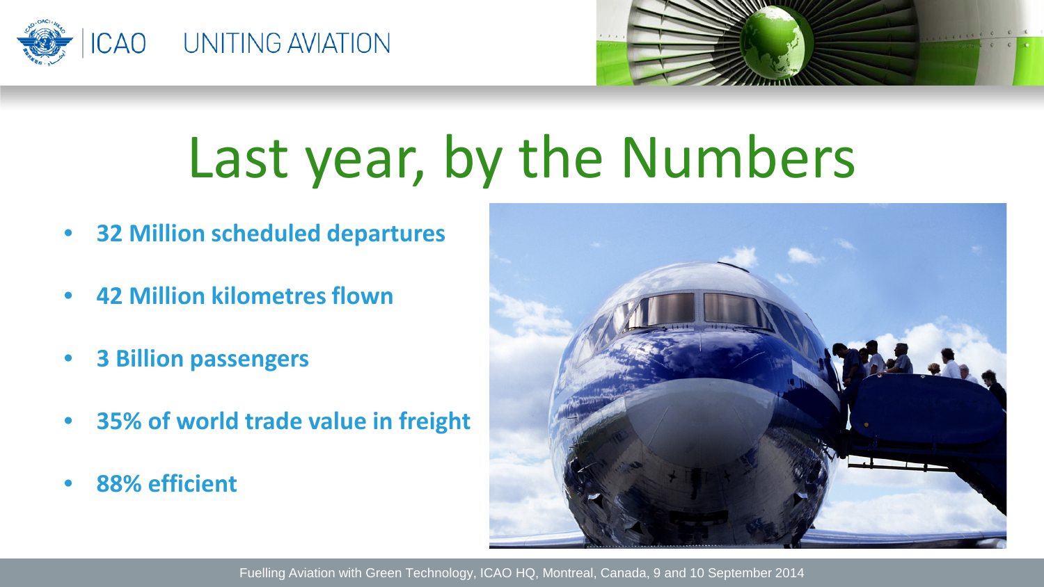# Last year, by the Numbers

- **32 Million scheduled departures**
- **42 Million kilometres flown**
- **3 Billion passengers**
- **35% of world trade value in freight**
- **88% efficient**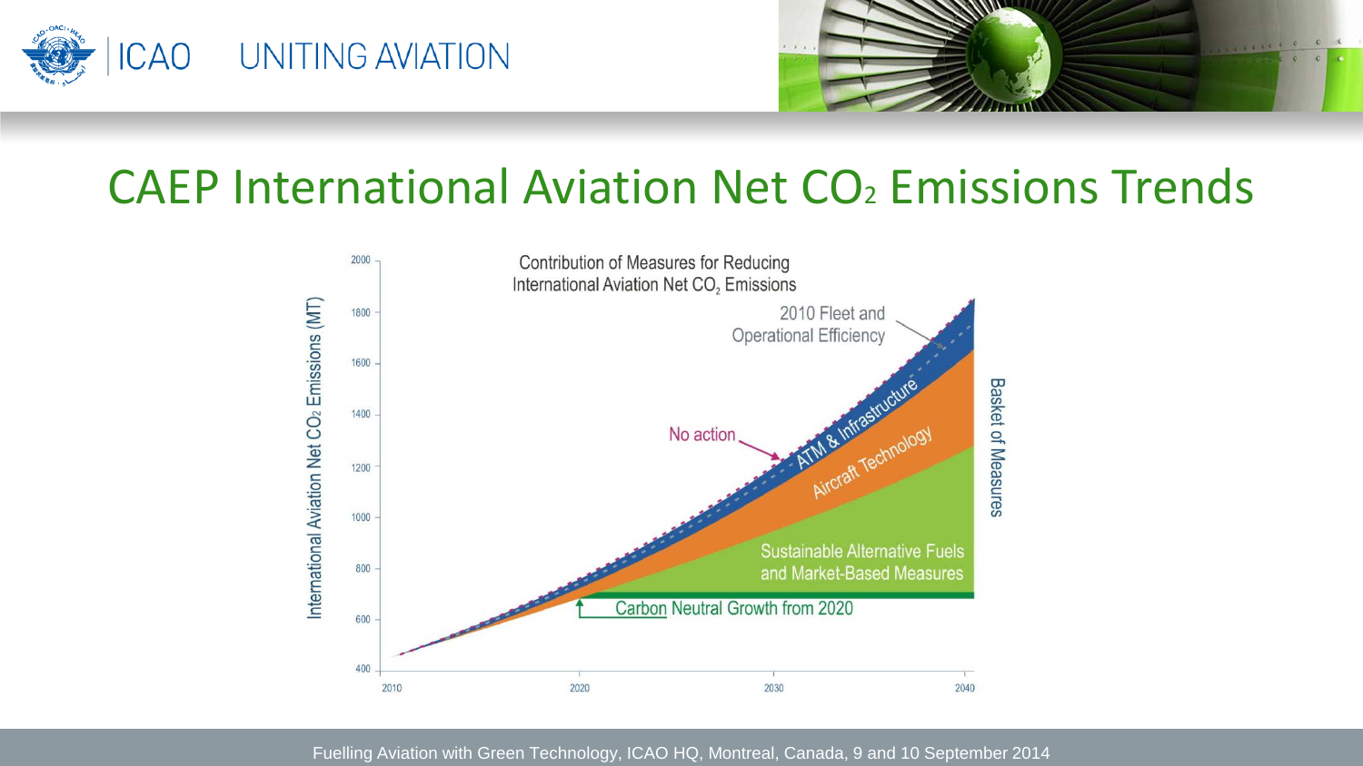# CAEP International Aviation Net $CO_2$ Emissions Trends

Contribution of Measures for Reducing International Aviation Net $CO_2$ Emissions

International Aviation Net $CO_2$ Emissions (MT)

2000, 1800, 1600, 1400, 1200, 1000, 800, 600, 400

2010, 2020, 2030, 2040

2010 Fleet and Operational Efficiency

No action

ATM & Infrastructure

Aircraft Technology

Sustainable Alternative Fuels and Market-Based Measures

Carbon Neutral Growth from 2020

Basket of Measures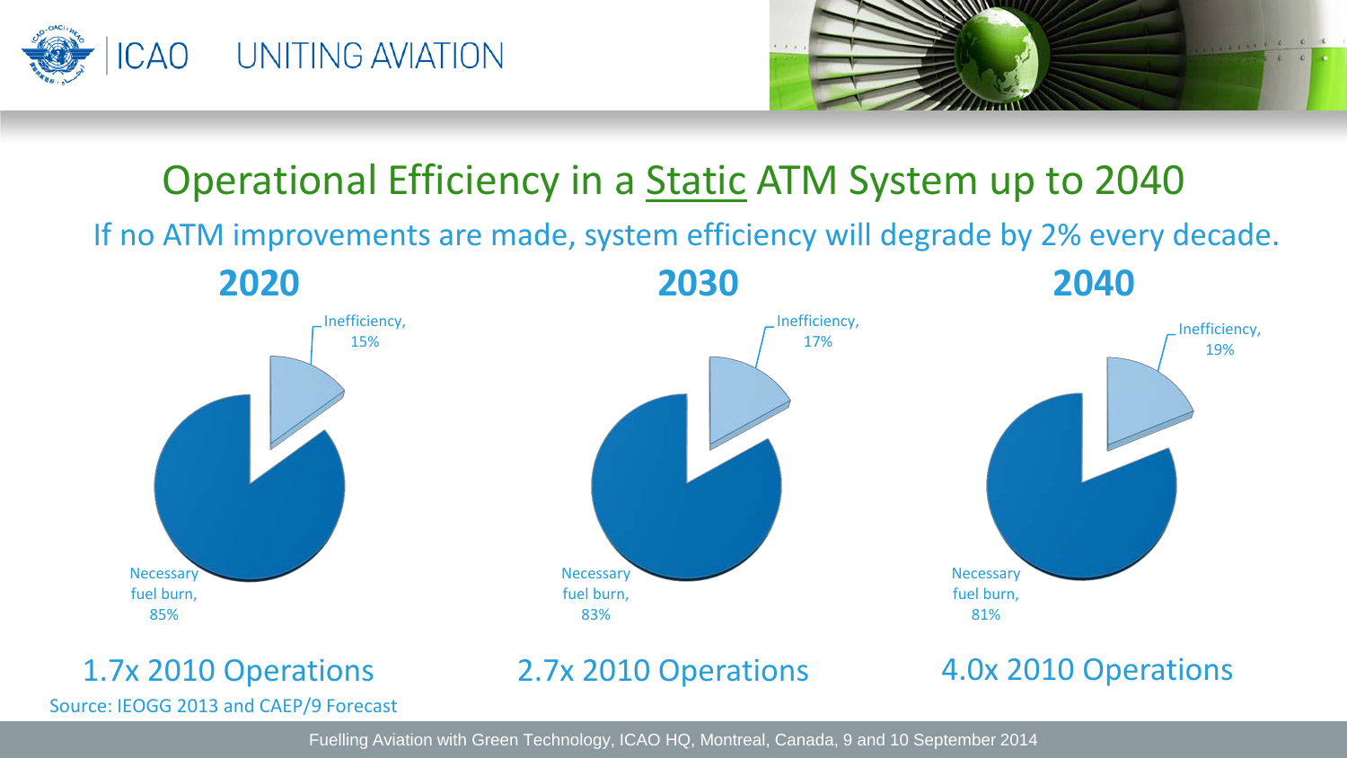# Operational Efficiency in a Static ATM System up to 2040

If no ATM improvements are made, system efficiency will degrade by 2% every decade.

| | 2020 | 2030 | 2040 |
|---|---|---|---|
| Inefficiency | 15% | 17% | 19% |
| Necessary fuel burn | 85% | 83% | 81% |
| Operations | 1.7x 2010 Operations | 2.7x 2010 Operations | 4.0x 2010 Operations |

Source: IEOGG 2013 and CAEP/9 Forecast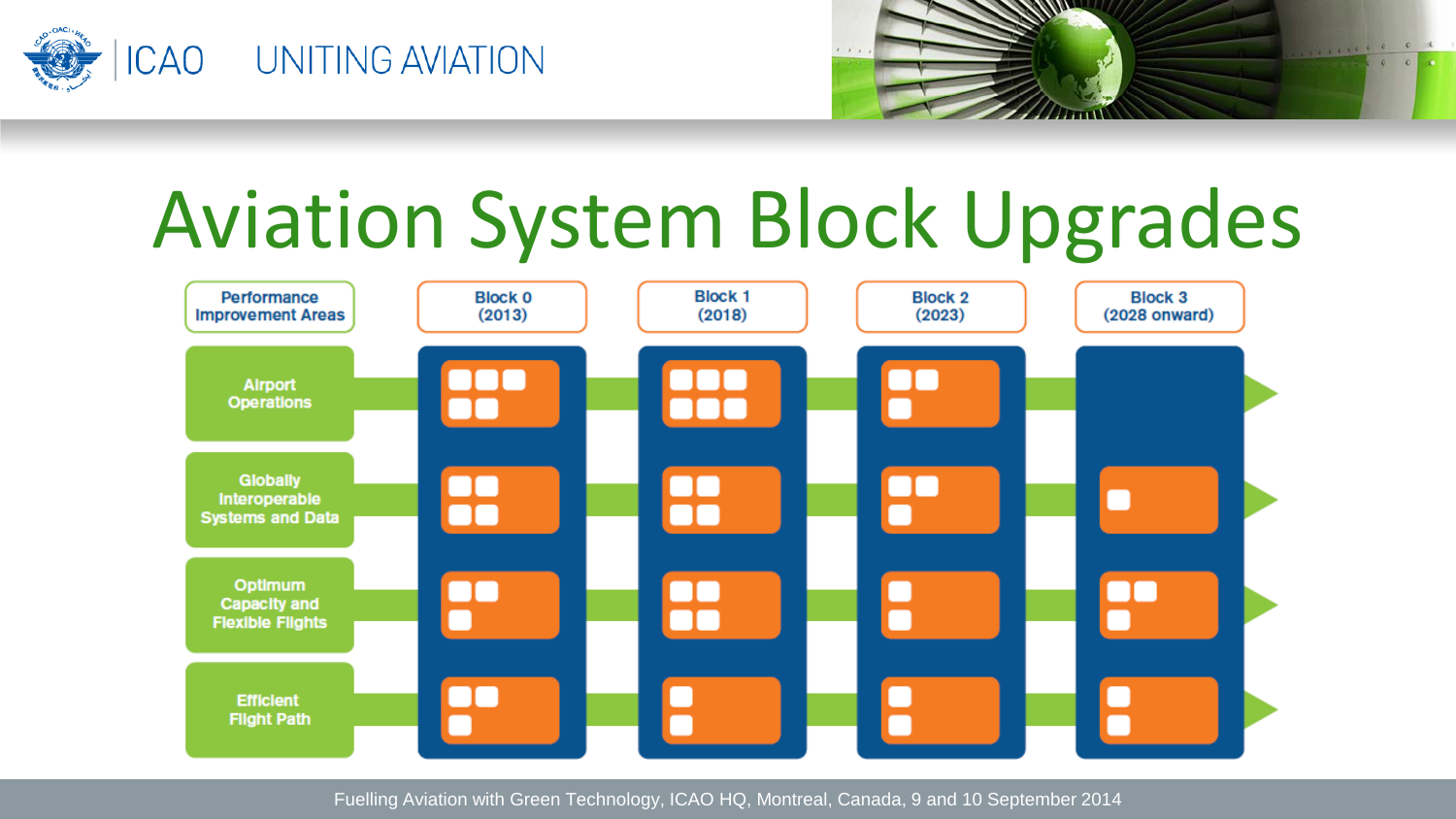# Aviation System Block Upgrades

| Performance Improvement Areas | Block 0 (2013) | Block 1 (2018) | Block 2 (2023) | Block 3 (2028 onward) |
| --- | --- | --- | --- | --- |
| Airport Operations | | | | |
| Globally Interoperable Systems and Data | | | | |
| Optimum Capacity and Flexible Flights | | | | |
| Efficient Flight Path | | | | |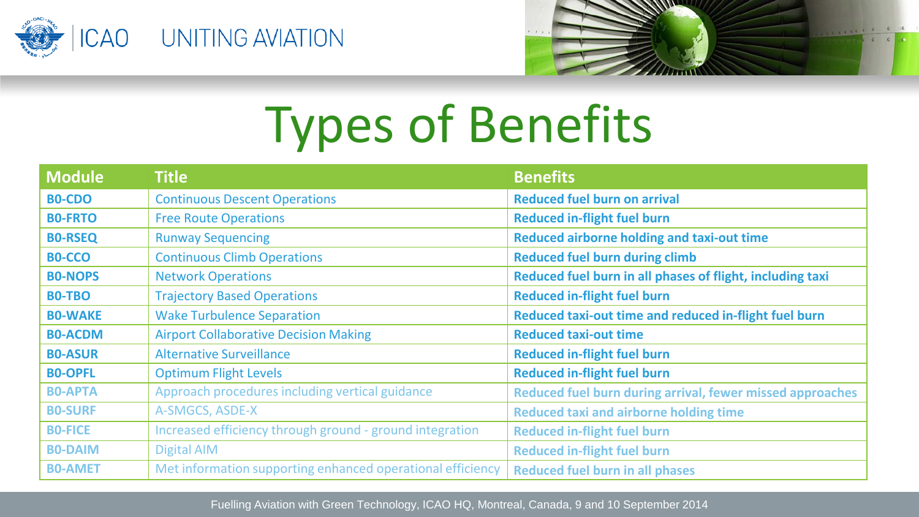# Types of Benefits

| Module | Title | Benefits |
|---|---|---|
| **B0-CDO** | Continuous Descent Operations | **Reduced fuel burn on arrival** |
| **B0-FRTO** | Free Route Operations | **Reduced in-flight fuel burn** |
| **B0-RSEQ** | Runway Sequencing | **Reduced airborne holding and taxi-out time** |
| **B0-CCO** | Continuous Climb Operations | **Reduced fuel burn during climb** |
| **B0-NOPS** | Network Operations | **Reduced fuel burn in all phases of flight, including taxi** |
| **B0-TBO** | Trajectory Based Operations | **Reduced in-flight fuel burn** |
| **B0-WAKE** | Wake Turbulence Separation | **Reduced taxi-out time and reduced in-flight fuel burn** |
| **B0-ACDM** | Airport Collaborative Decision Making | **Reduced taxi-out time** |
| **B0-ASUR** | Alternative Surveillance | **Reduced in-flight fuel burn** |
| **B0-OPFL** | Optimum Flight Levels | **Reduced in-flight fuel burn** |
| **B0-APTA** | Approach procedures including vertical guidance | **Reduced fuel burn during arrival, fewer missed approaches** |
| **B0-SURF** | A-SMGCS, ASDE-X | **Reduced taxi and airborne holding time** |
| **B0-FICE** | Increased efficiency through ground - ground integration | **Reduced in-flight fuel burn** |
| **B0-DAIM** | Digital AIM | **Reduced in-flight fuel burn** |
| **B0-AMET** | Met information supporting enhanced operational efficiency | **Reduced fuel burn in all phases** |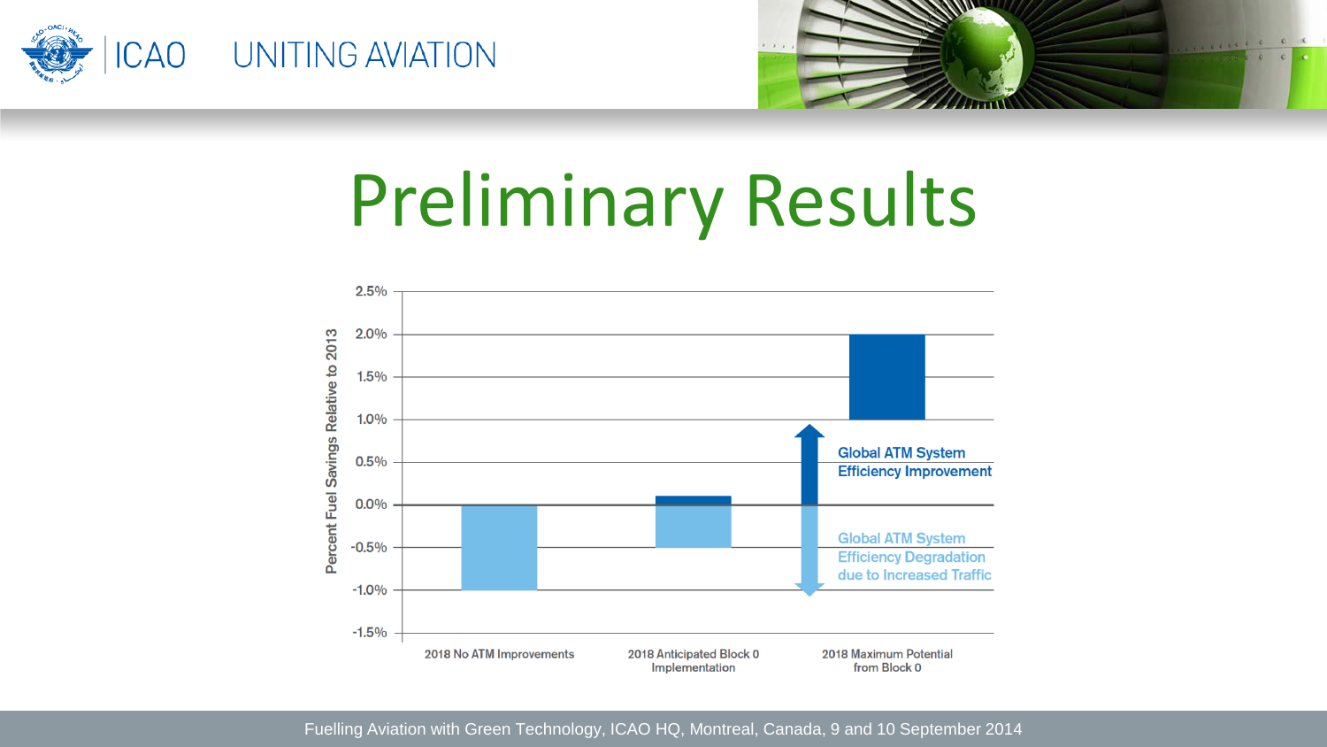# Preliminary Results

Percent Fuel Savings Relative to 2013

2.5%
2.0%
1.5%
1.0%
0.5%
0.0%
-0.5%
-1.0%
-1.5%

Global ATM System Efficiency Improvement

Global ATM System Efficiency Degradation due to Increased Traffic

2018 No ATM Improvements

2018 Anticipated Block 0 Implementation

2018 Maximum Potential from Block 0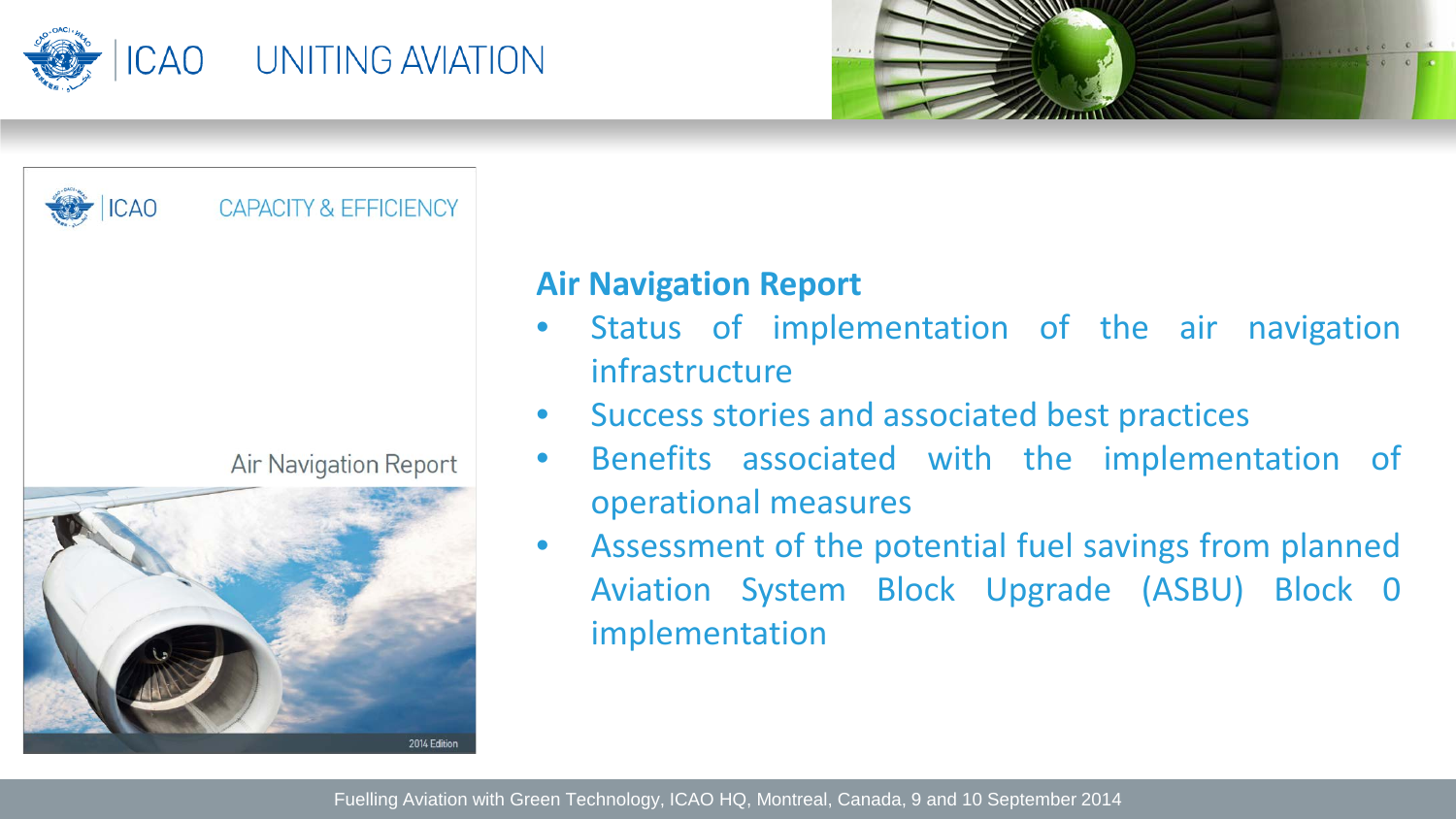## Air Navigation Report

- Status of implementation of the air navigation infrastructure
- Success stories and associated best practices
- Benefits associated with the implementation of operational measures
- Assessment of the potential fuel savings from planned Aviation System Block Upgrade (ASBU) Block 0 implementation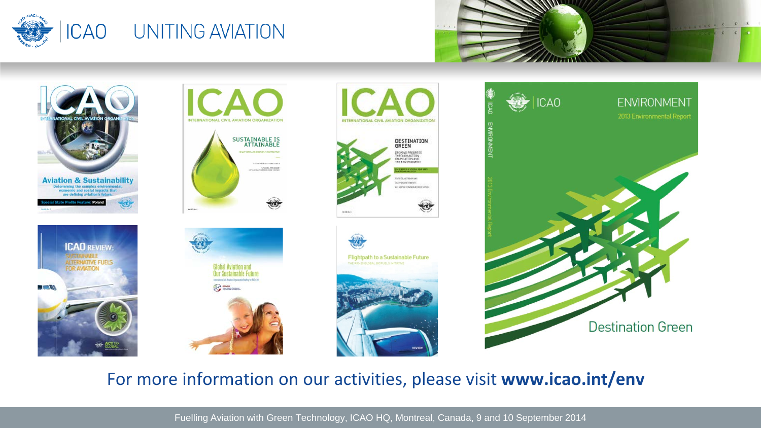ICAO UNITING AVIATION

For more information on our activities, please visit **www.icao.int/env**